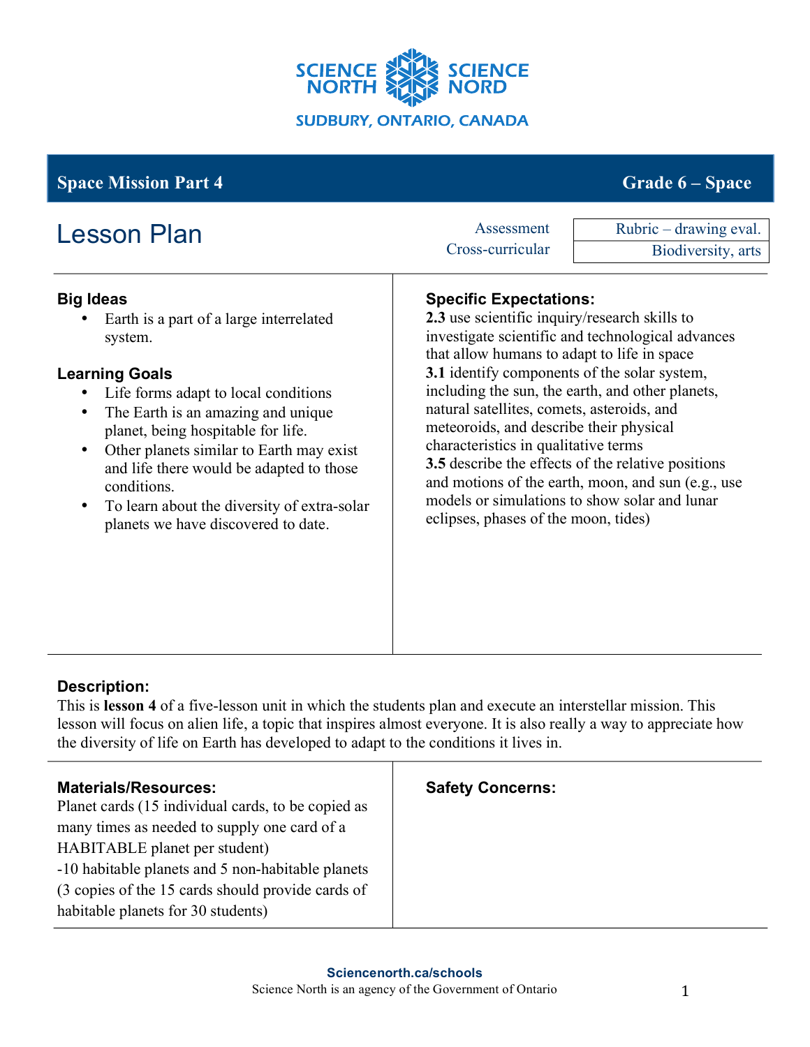SCIENCE NORTH SCIENCE NORD

SUDBURY, ONTARIO, CANADA

**Space Mission Part 4** | **Grade 6 – Space**

# Lesson Plan

| | |
|---|---|
| Assessment | Rubric – drawing eval. |
| Cross-curricular | Biodiversity, arts |

### Big Ideas

- Earth is a part of a large interrelated system.

### Learning Goals

- Life forms adapt to local conditions
- The Earth is an amazing and unique planet, being hospitable for life.
- Other planets similar to Earth may exist and life there would be adapted to those conditions.
- To learn about the diversity of extra-solar planets we have discovered to date.

### Specific Expectations:

**2.3** use scientific inquiry/research skills to investigate scientific and technological advances that allow humans to adapt to life in space
**3.1** identify components of the solar system, including the sun, the earth, and other planets, natural satellites, comets, asteroids, and meteoroids, and describe their physical characteristics in qualitative terms
**3.5** describe the effects of the relative positions and motions of the earth, moon, and sun (e.g., use models or simulations to show solar and lunar eclipses, phases of the moon, tides)

### Description:

This is **lesson 4** of a five-lesson unit in which the students plan and execute an interstellar mission. This lesson will focus on alien life, a topic that inspires almost everyone. It is also really a way to appreciate how the diversity of life on Earth has developed to adapt to the conditions it lives in.

### Materials/Resources:

Planet cards (15 individual cards, to be copied as many times as needed to supply one card of a HABITABLE planet per student)
-10 habitable planets and 5 non-habitable planets (3 copies of the 15 cards should provide cards of habitable planets for 30 students)

### Safety Concerns:

**Sciencenorth.ca/schools**
Science North is an agency of the Government of Ontario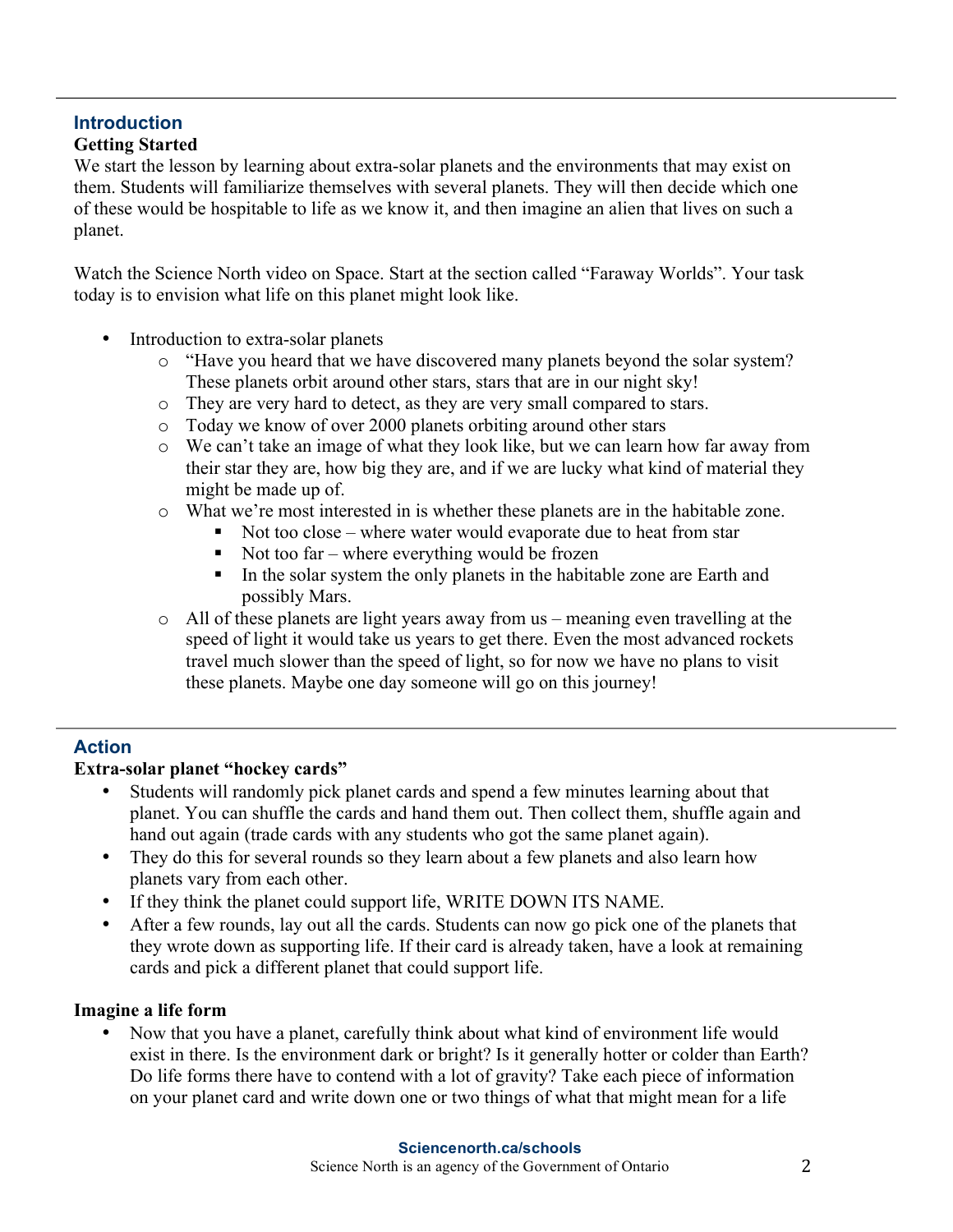## Introduction

**Getting Started**

We start the lesson by learning about extra-solar planets and the environments that may exist on them. Students will familiarize themselves with several planets. They will then decide which one of these would be hospitable to life as we know it, and then imagine an alien that lives on such a planet.

Watch the Science North video on Space. Start at the section called "Faraway Worlds". Your task today is to envision what life on this planet might look like.

- Introduction to extra-solar planets
  - "Have you heard that we have discovered many planets beyond the solar system? These planets orbit around other stars, stars that are in our night sky!
  - They are very hard to detect, as they are very small compared to stars.
  - Today we know of over 2000 planets orbiting around other stars
  - We can't take an image of what they look like, but we can learn how far away from their star they are, how big they are, and if we are lucky what kind of material they might be made up of.
  - What we're most interested in is whether these planets are in the habitable zone.
    - Not too close – where water would evaporate due to heat from star
    - Not too far – where everything would be frozen
    - In the solar system the only planets in the habitable zone are Earth and possibly Mars.
  - All of these planets are light years away from us – meaning even travelling at the speed of light it would take us years to get there. Even the most advanced rockets travel much slower than the speed of light, so for now we have no plans to visit these planets. Maybe one day someone will go on this journey!

## Action

**Extra-solar planet "hockey cards"**

- Students will randomly pick planet cards and spend a few minutes learning about that planet. You can shuffle the cards and hand them out. Then collect them, shuffle again and hand out again (trade cards with any students who got the same planet again).
- They do this for several rounds so they learn about a few planets and also learn how planets vary from each other.
- If they think the planet could support life, WRITE DOWN ITS NAME.
- After a few rounds, lay out all the cards. Students can now go pick one of the planets that they wrote down as supporting life. If their card is already taken, have a look at remaining cards and pick a different planet that could support life.

**Imagine a life form**

- Now that you have a planet, carefully think about what kind of environment life would exist in there. Is the environment dark or bright? Is it generally hotter or colder than Earth? Do life forms there have to contend with a lot of gravity? Take each piece of information on your planet card and write down one or two things of what that might mean for a life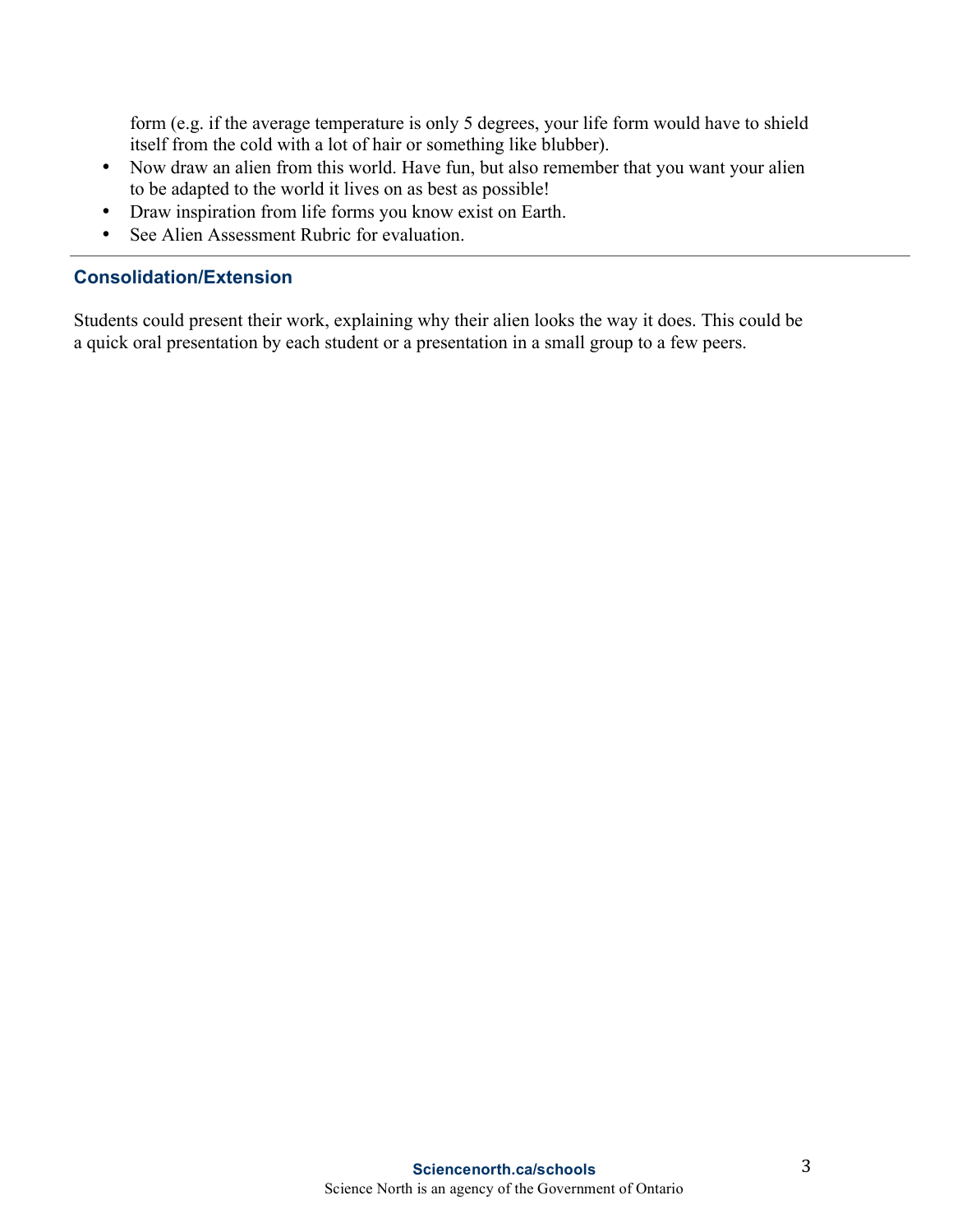form (e.g. if the average temperature is only 5 degrees, your life form would have to shield itself from the cold with a lot of hair or something like blubber).

- Now draw an alien from this world. Have fun, but also remember that you want your alien to be adapted to the world it lives on as best as possible!
- Draw inspiration from life forms you know exist on Earth.
- See Alien Assessment Rubric for evaluation.

## Consolidation/Extension

Students could present their work, explaining why their alien looks the way it does. This could be a quick oral presentation by each student or a presentation in a small group to a few peers.